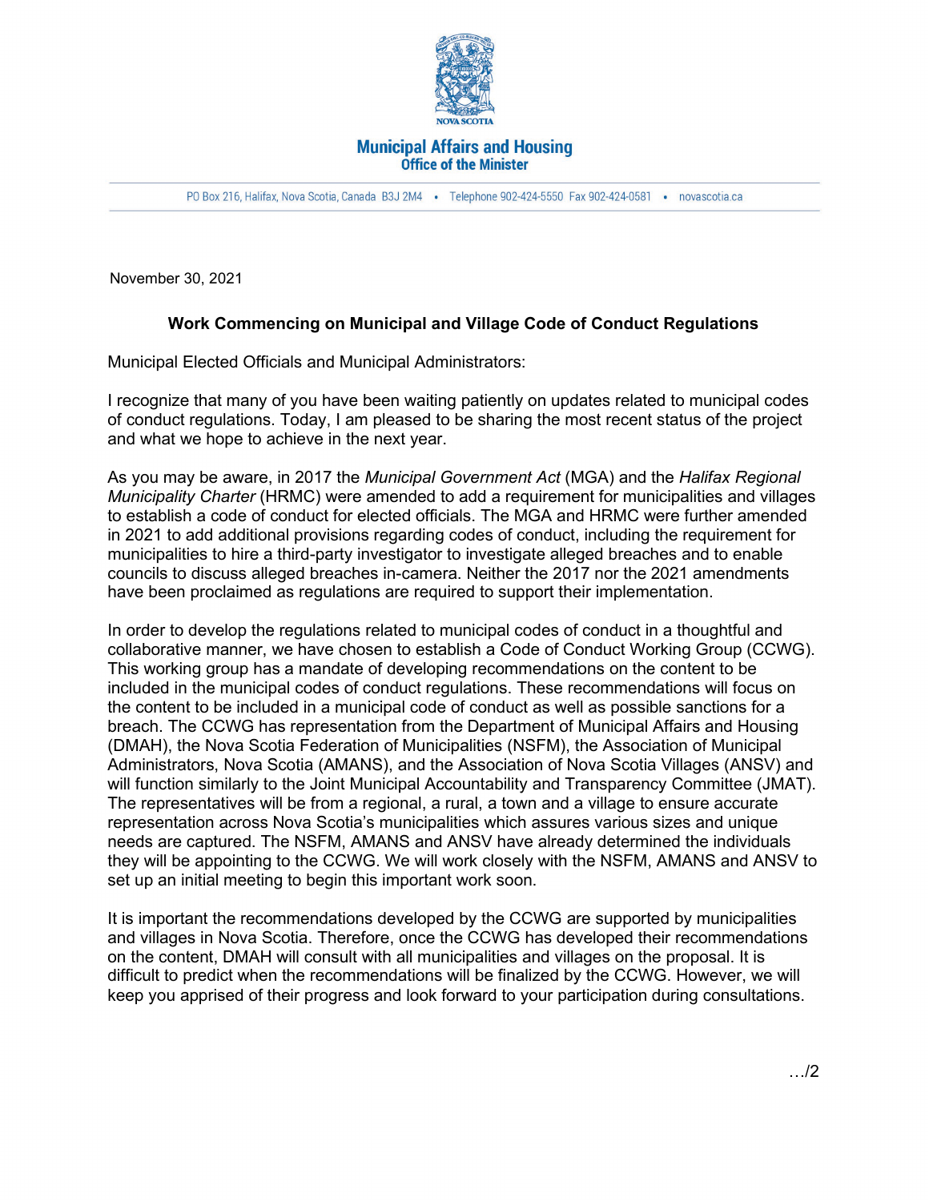**Municipal Affairs and Housing**
**Office of the Minister**

PO Box 216, Halifax, Nova Scotia, Canada B3J 2M4 • Telephone 902-424-5550 Fax 902-424-0581 • novascotia.ca

November 30, 2021

## Work Commencing on Municipal and Village Code of Conduct Regulations

Municipal Elected Officials and Municipal Administrators:

I recognize that many of you have been waiting patiently on updates related to municipal codes of conduct regulations. Today, I am pleased to be sharing the most recent status of the project and what we hope to achieve in the next year.

As you may be aware, in 2017 the *Municipal Government Act* (MGA) and the *Halifax Regional Municipality Charter* (HRMC) were amended to add a requirement for municipalities and villages to establish a code of conduct for elected officials. The MGA and HRMC were further amended in 2021 to add additional provisions regarding codes of conduct, including the requirement for municipalities to hire a third-party investigator to investigate alleged breaches and to enable councils to discuss alleged breaches in-camera. Neither the 2017 nor the 2021 amendments have been proclaimed as regulations are required to support their implementation.

In order to develop the regulations related to municipal codes of conduct in a thoughtful and collaborative manner, we have chosen to establish a Code of Conduct Working Group (CCWG). This working group has a mandate of developing recommendations on the content to be included in the municipal codes of conduct regulations. These recommendations will focus on the content to be included in a municipal code of conduct as well as possible sanctions for a breach. The CCWG has representation from the Department of Municipal Affairs and Housing (DMAH), the Nova Scotia Federation of Municipalities (NSFM), the Association of Municipal Administrators, Nova Scotia (AMANS), and the Association of Nova Scotia Villages (ANSV) and will function similarly to the Joint Municipal Accountability and Transparency Committee (JMAT). The representatives will be from a regional, a rural, a town and a village to ensure accurate representation across Nova Scotia's municipalities which assures various sizes and unique needs are captured. The NSFM, AMANS and ANSV have already determined the individuals they will be appointing to the CCWG. We will work closely with the NSFM, AMANS and ANSV to set up an initial meeting to begin this important work soon.

It is important the recommendations developed by the CCWG are supported by municipalities and villages in Nova Scotia. Therefore, once the CCWG has developed their recommendations on the content, DMAH will consult with all municipalities and villages on the proposal. It is difficult to predict when the recommendations will be finalized by the CCWG. However, we will keep you apprised of their progress and look forward to your participation during consultations.

…/2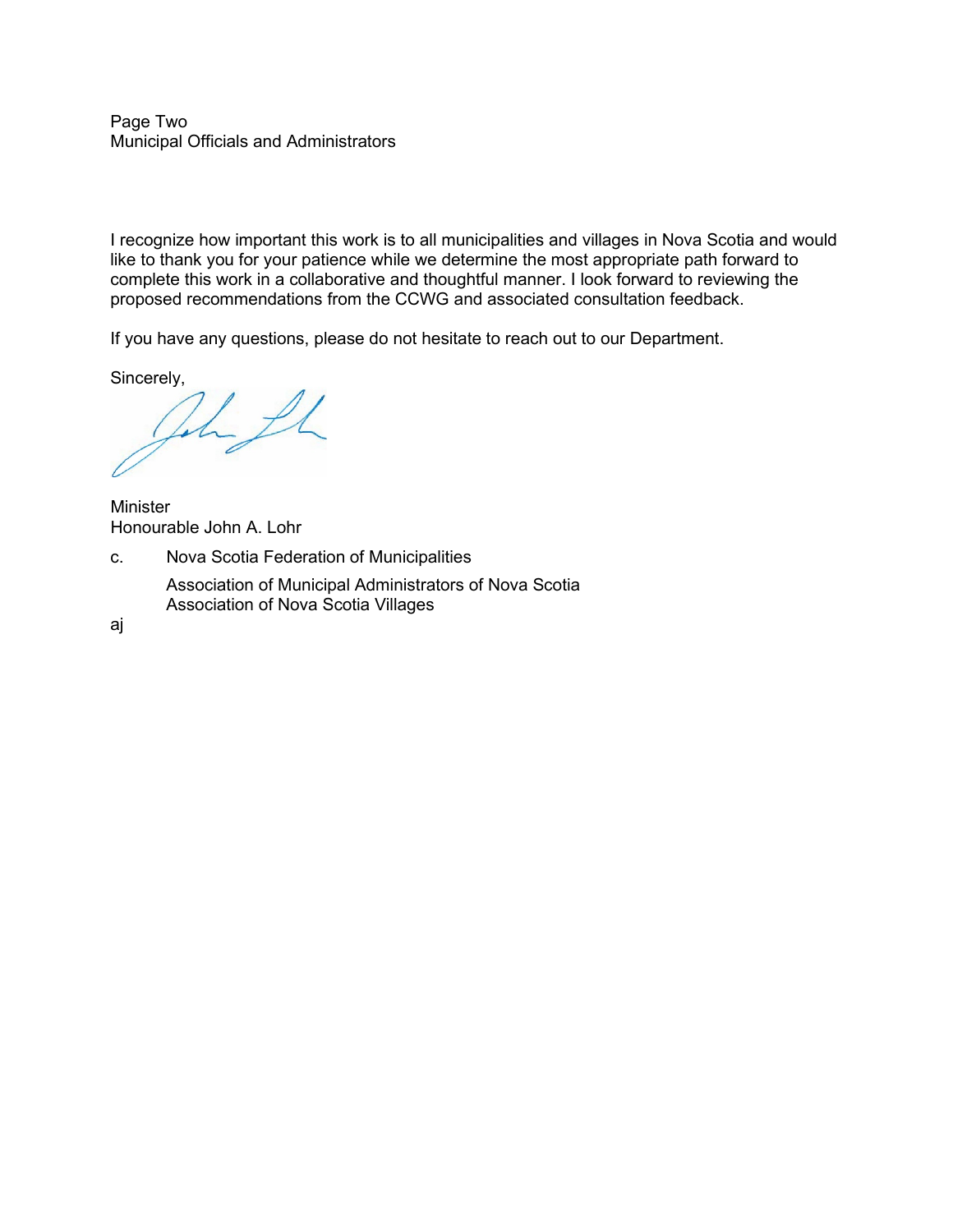I recognize how important this work is to all municipalities and villages in Nova Scotia and would like to thank you for your patience while we determine the most appropriate path forward to complete this work in a collaborative and thoughtful manner. I look forward to reviewing the proposed recommendations from the CCWG and associated consultation feedback.

If you have any questions, please do not hesitate to reach out to our Department.

Sincerely,

Minister
Honourable John A. Lohr

c. Nova Scotia Federation of Municipalities
Association of Municipal Administrators of Nova Scotia
Association of Nova Scotia Villages

aj